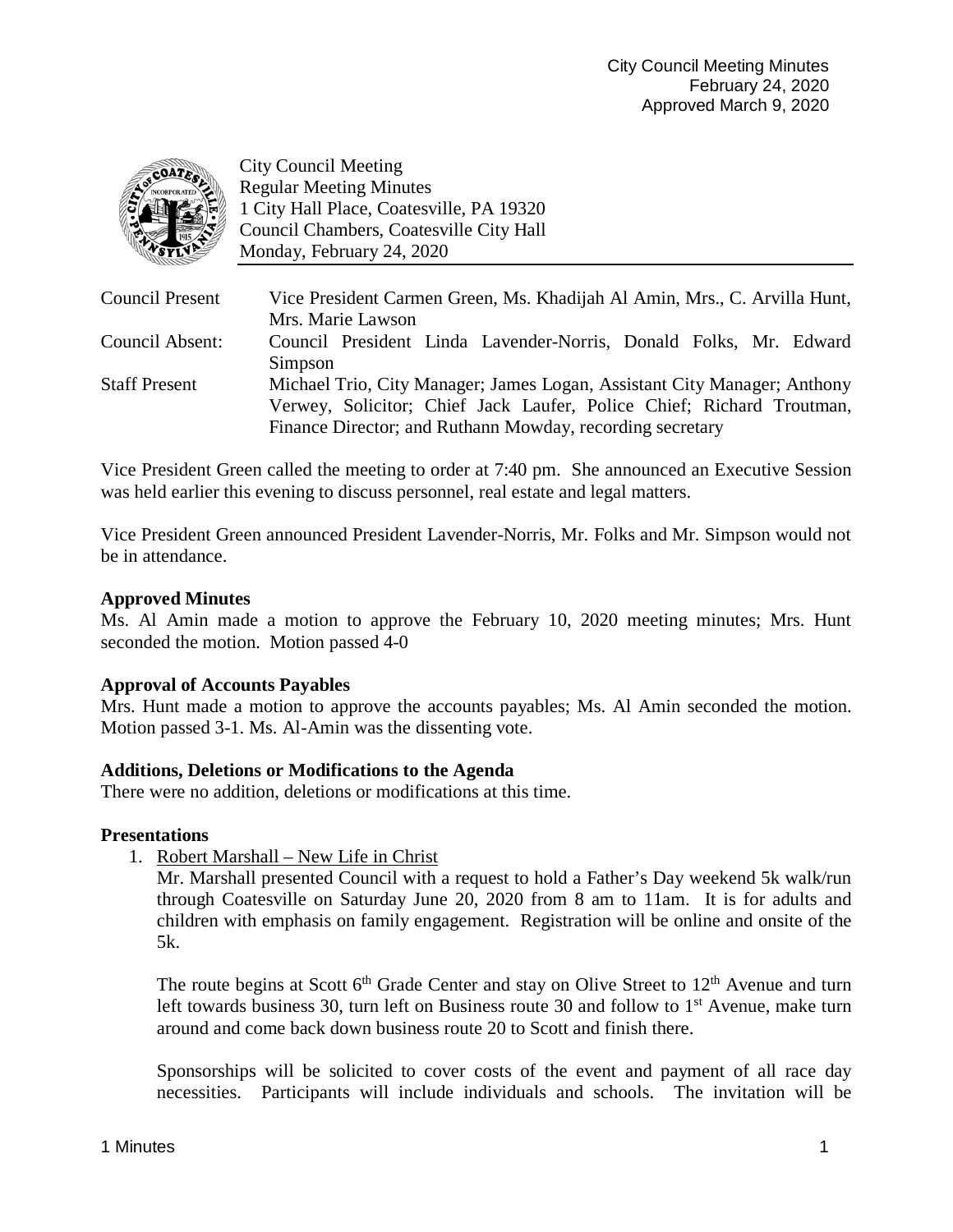City Council Meeting Minutes
February 24, 2020
Approved March 9, 2020

City Council Meeting
Regular Meeting Minutes
1 City Hall Place, Coatesville, PA 19320
Council Chambers, Coatesville City Hall
Monday, February 24, 2020

| | |
|---|---|
| Council Present | Vice President Carmen Green, Ms. Khadijah Al Amin, Mrs., C. Arvilla Hunt, Mrs. Marie Lawson |
| Council Absent: | Council President Linda Lavender-Norris, Donald Folks, Mr. Edward Simpson |
| Staff Present | Michael Trio, City Manager; James Logan, Assistant City Manager; Anthony Verwey, Solicitor; Chief Jack Laufer, Police Chief; Richard Troutman, Finance Director; and Ruthann Mowday, recording secretary |

Vice President Green called the meeting to order at 7:40 pm. She announced an Executive Session was held earlier this evening to discuss personnel, real estate and legal matters.

Vice President Green announced President Lavender-Norris, Mr. Folks and Mr. Simpson would not be in attendance.

**Approved Minutes**
Ms. Al Amin made a motion to approve the February 10, 2020 meeting minutes; Mrs. Hunt seconded the motion. Motion passed 4-0

**Approval of Accounts Payables**
Mrs. Hunt made a motion to approve the accounts payables; Ms. Al Amin seconded the motion. Motion passed 3-1. Ms. Al-Amin was the dissenting vote.

**Additions, Deletions or Modifications to the Agenda**
There were no addition, deletions or modifications at this time.

**Presentations**

1. Robert Marshall – New Life in Christ

   Mr. Marshall presented Council with a request to hold a Father's Day weekend 5k walk/run through Coatesville on Saturday June 20, 2020 from 8 am to 11am. It is for adults and children with emphasis on family engagement. Registration will be online and onsite of the 5k.

   The route begins at Scott 6th Grade Center and stay on Olive Street to 12th Avenue and turn left towards business 30, turn left on Business route 30 and follow to 1st Avenue, make turn around and come back down business route 20 to Scott and finish there.

   Sponsorships will be solicited to cover costs of the event and payment of all race day necessities. Participants will include individuals and schools. The invitation will be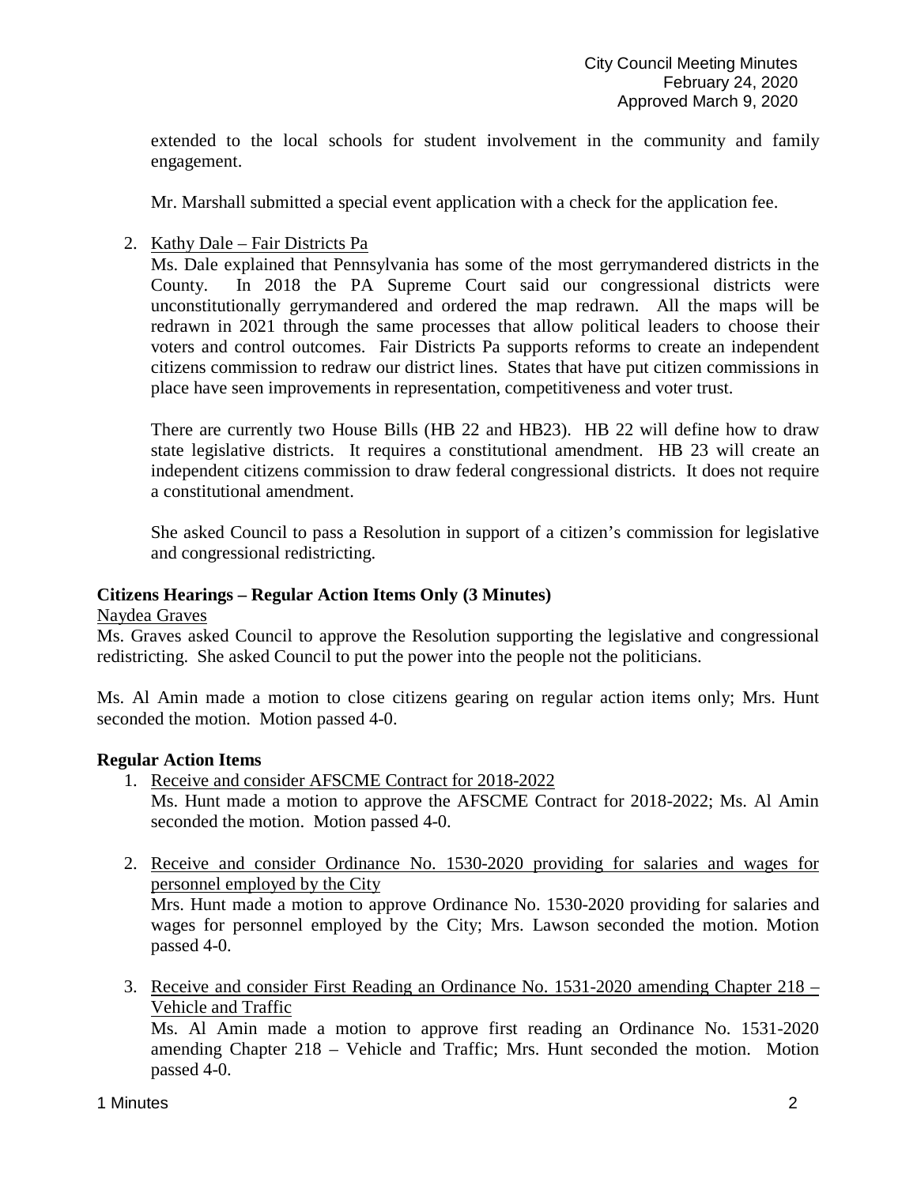extended to the local schools for student involvement in the community and family engagement.

Mr. Marshall submitted a special event application with a check for the application fee.

2. Kathy Dale – Fair Districts Pa

   Ms. Dale explained that Pennsylvania has some of the most gerrymandered districts in the County. In 2018 the PA Supreme Court said our congressional districts were unconstitutionally gerrymandered and ordered the map redrawn. All the maps will be redrawn in 2021 through the same processes that allow political leaders to choose their voters and control outcomes. Fair Districts Pa supports reforms to create an independent citizens commission to redraw our district lines. States that have put citizen commissions in place have seen improvements in representation, competitiveness and voter trust.

   There are currently two House Bills (HB 22 and HB23). HB 22 will define how to draw state legislative districts. It requires a constitutional amendment. HB 23 will create an independent citizens commission to draw federal congressional districts. It does not require a constitutional amendment.

   She asked Council to pass a Resolution in support of a citizen's commission for legislative and congressional redistricting.

**Citizens Hearings – Regular Action Items Only (3 Minutes)**

Naydea Graves

Ms. Graves asked Council to approve the Resolution supporting the legislative and congressional redistricting. She asked Council to put the power into the people not the politicians.

Ms. Al Amin made a motion to close citizens gearing on regular action items only; Mrs. Hunt seconded the motion. Motion passed 4-0.

**Regular Action Items**

1. Receive and consider AFSCME Contract for 2018-2022

   Ms. Hunt made a motion to approve the AFSCME Contract for 2018-2022; Ms. Al Amin seconded the motion. Motion passed 4-0.

2. Receive and consider Ordinance No. 1530-2020 providing for salaries and wages for personnel employed by the City

   Mrs. Hunt made a motion to approve Ordinance No. 1530-2020 providing for salaries and wages for personnel employed by the City; Mrs. Lawson seconded the motion. Motion passed 4-0.

3. Receive and consider First Reading an Ordinance No. 1531-2020 amending Chapter 218 – Vehicle and Traffic

   Ms. Al Amin made a motion to approve first reading an Ordinance No. 1531-2020 amending Chapter 218 – Vehicle and Traffic; Mrs. Hunt seconded the motion. Motion passed 4-0.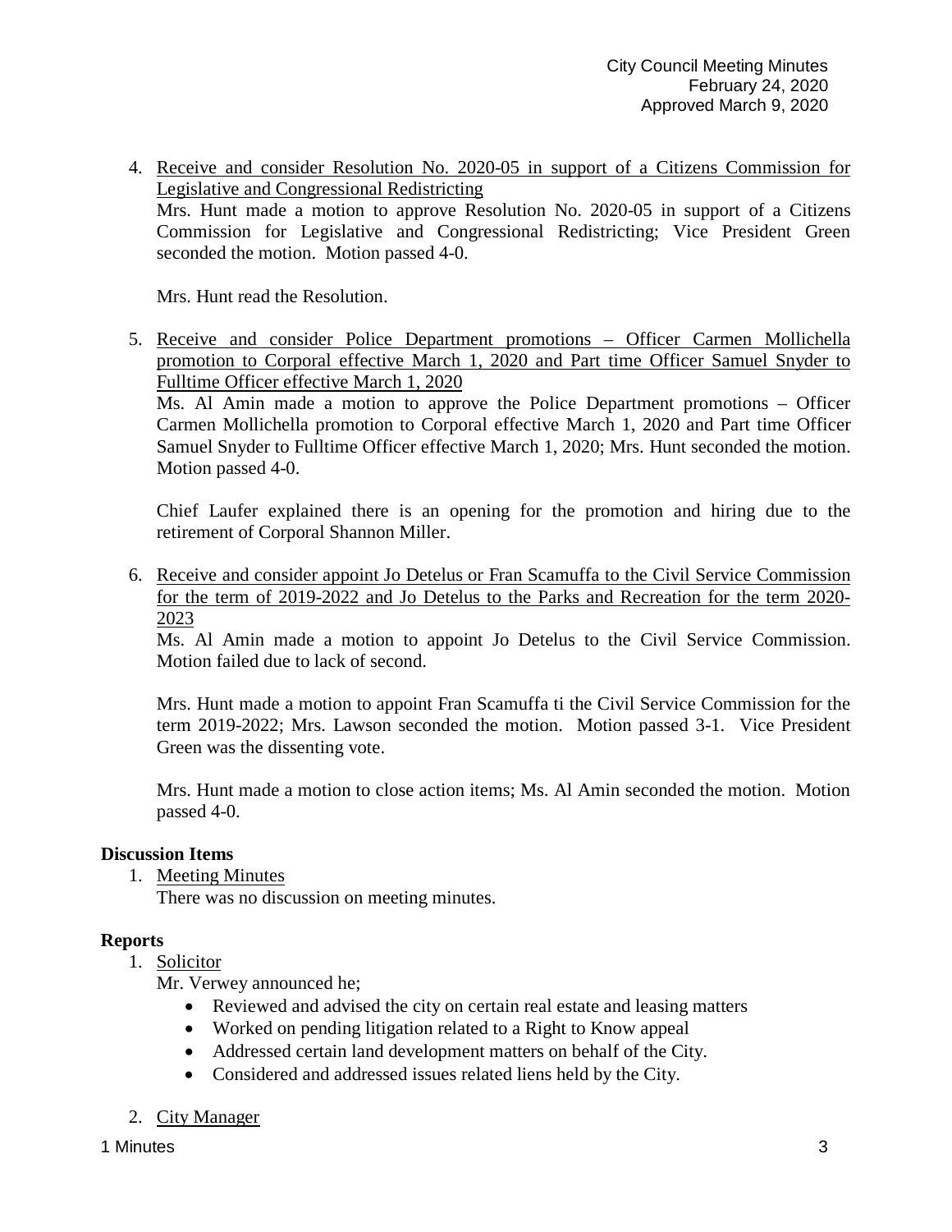4. Receive and consider Resolution No. 2020-05 in support of a Citizens Commission for Legislative and Congressional Redistricting
   Mrs. Hunt made a motion to approve Resolution No. 2020-05 in support of a Citizens Commission for Legislative and Congressional Redistricting; Vice President Green seconded the motion. Motion passed 4-0.

   Mrs. Hunt read the Resolution.

5. Receive and consider Police Department promotions – Officer Carmen Mollichella promotion to Corporal effective March 1, 2020 and Part time Officer Samuel Snyder to Fulltime Officer effective March 1, 2020
   Ms. Al Amin made a motion to approve the Police Department promotions – Officer Carmen Mollichella promotion to Corporal effective March 1, 2020 and Part time Officer Samuel Snyder to Fulltime Officer effective March 1, 2020; Mrs. Hunt seconded the motion. Motion passed 4-0.

   Chief Laufer explained there is an opening for the promotion and hiring due to the retirement of Corporal Shannon Miller.

6. Receive and consider appoint Jo Detelus or Fran Scamuffa to the Civil Service Commission for the term of 2019-2022 and Jo Detelus to the Parks and Recreation for the term 2020-2023
   Ms. Al Amin made a motion to appoint Jo Detelus to the Civil Service Commission. Motion failed due to lack of second.

   Mrs. Hunt made a motion to appoint Fran Scamuffa ti the Civil Service Commission for the term 2019-2022; Mrs. Lawson seconded the motion. Motion passed 3-1. Vice President Green was the dissenting vote.

   Mrs. Hunt made a motion to close action items; Ms. Al Amin seconded the motion. Motion passed 4-0.

**Discussion Items**

1. Meeting Minutes
   There was no discussion on meeting minutes.

**Reports**

1. Solicitor
   Mr. Verwey announced he;
   - Reviewed and advised the city on certain real estate and leasing matters
   - Worked on pending litigation related to a Right to Know appeal
   - Addressed certain land development matters on behalf of the City.
   - Considered and addressed issues related liens held by the City.

2. City Manager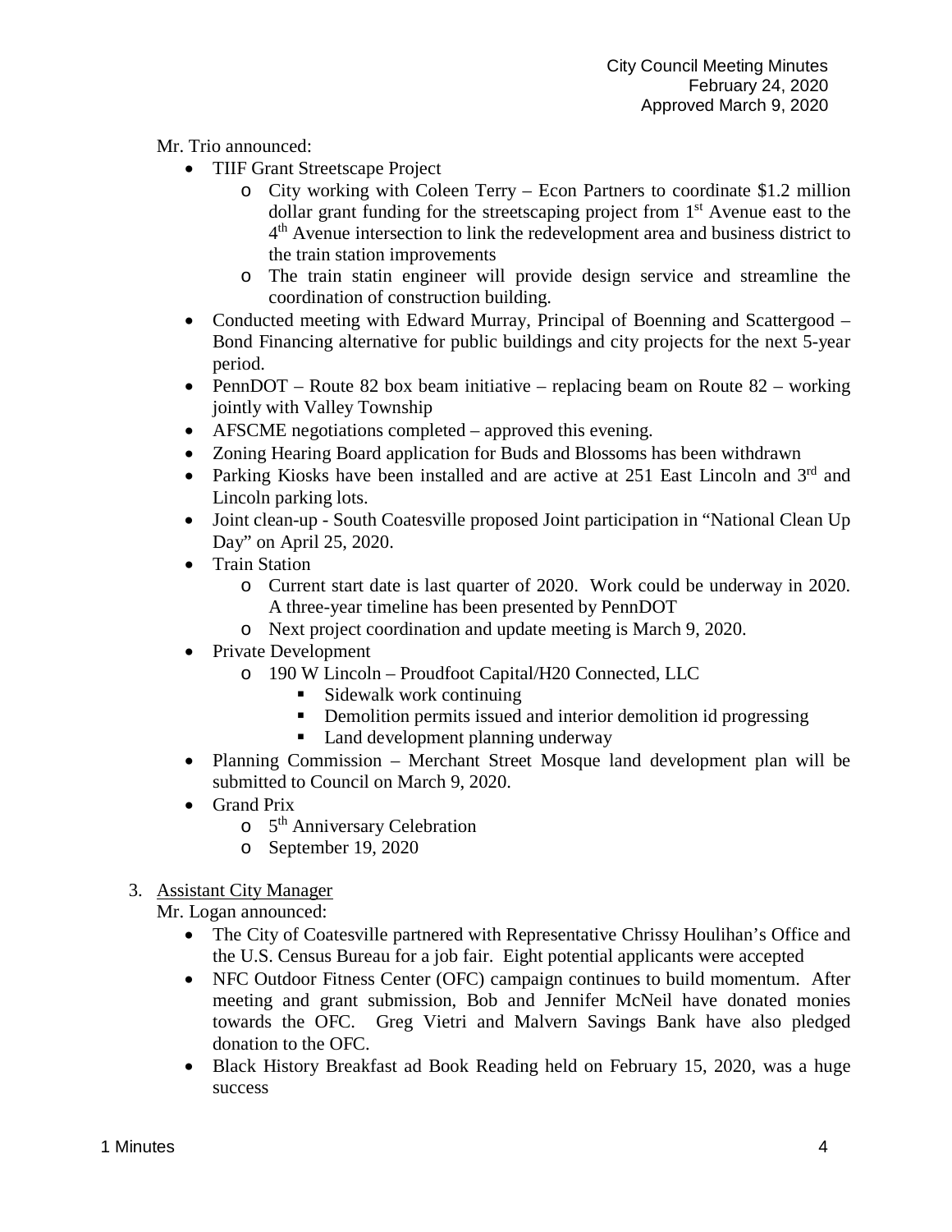Mr. Trio announced:

- TIIF Grant Streetscape Project
  - City working with Coleen Terry – Econ Partners to coordinate \$1.2 million dollar grant funding for the streetscaping project from 1st Avenue east to the 4th Avenue intersection to link the redevelopment area and business district to the train station improvements
  - The train statin engineer will provide design service and streamline the coordination of construction building.
- Conducted meeting with Edward Murray, Principal of Boenning and Scattergood – Bond Financing alternative for public buildings and city projects for the next 5-year period.
- PennDOT – Route 82 box beam initiative – replacing beam on Route 82 – working jointly with Valley Township
- AFSCME negotiations completed – approved this evening.
- Zoning Hearing Board application for Buds and Blossoms has been withdrawn
- Parking Kiosks have been installed and are active at 251 East Lincoln and 3rd and Lincoln parking lots.
- Joint clean-up - South Coatesville proposed Joint participation in "National Clean Up Day" on April 25, 2020.
- Train Station
  - Current start date is last quarter of 2020. Work could be underway in 2020. A three-year timeline has been presented by PennDOT
  - Next project coordination and update meeting is March 9, 2020.
- Private Development
  - 190 W Lincoln – Proudfoot Capital/H20 Connected, LLC
    - Sidewalk work continuing
    - Demolition permits issued and interior demolition id progressing
    - Land development planning underway
- Planning Commission – Merchant Street Mosque land development plan will be submitted to Council on March 9, 2020.
- Grand Prix
  - 5th Anniversary Celebration
  - September 19, 2020

3. <u>Assistant City Manager</u>

Mr. Logan announced:

- The City of Coatesville partnered with Representative Chrissy Houlihan's Office and the U.S. Census Bureau for a job fair. Eight potential applicants were accepted
- NFC Outdoor Fitness Center (OFC) campaign continues to build momentum. After meeting and grant submission, Bob and Jennifer McNeil have donated monies towards the OFC. Greg Vietri and Malvern Savings Bank have also pledged donation to the OFC.
- Black History Breakfast ad Book Reading held on February 15, 2020, was a huge success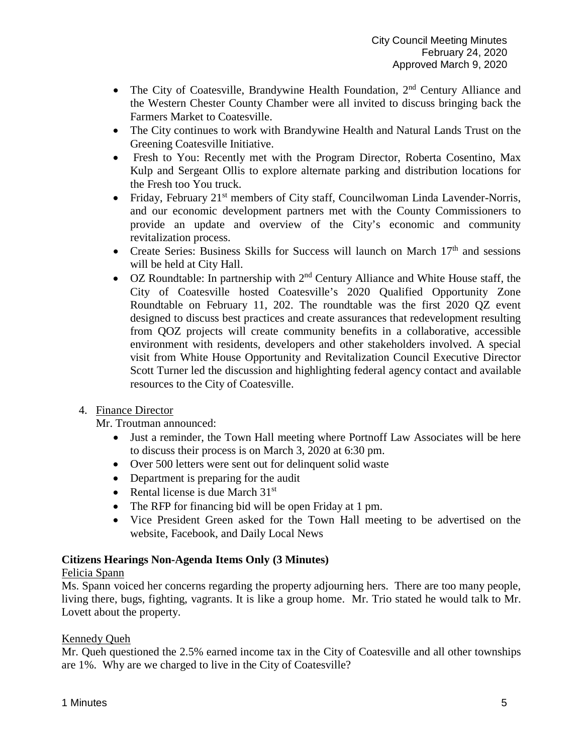- The City of Coatesville, Brandywine Health Foundation, 2nd Century Alliance and the Western Chester County Chamber were all invited to discuss bringing back the Farmers Market to Coatesville.
- The City continues to work with Brandywine Health and Natural Lands Trust on the Greening Coatesville Initiative.
- Fresh to You: Recently met with the Program Director, Roberta Cosentino, Max Kulp and Sergeant Ollis to explore alternate parking and distribution locations for the Fresh too You truck.
- Friday, February 21st members of City staff, Councilwoman Linda Lavender-Norris, and our economic development partners met with the County Commissioners to provide an update and overview of the City's economic and community revitalization process.
- Create Series: Business Skills for Success will launch on March 17th and sessions will be held at City Hall.
- OZ Roundtable: In partnership with 2nd Century Alliance and White House staff, the City of Coatesville hosted Coatesville's 2020 Qualified Opportunity Zone Roundtable on February 11, 202. The roundtable was the first 2020 QZ event designed to discuss best practices and create assurances that redevelopment resulting from QOZ projects will create community benefits in a collaborative, accessible environment with residents, developers and other stakeholders involved. A special visit from White House Opportunity and Revitalization Council Executive Director Scott Turner led the discussion and highlighting federal agency contact and available resources to the City of Coatesville.

4. Finance Director

   Mr. Troutman announced:

   - Just a reminder, the Town Hall meeting where Portnoff Law Associates will be here to discuss their process is on March 3, 2020 at 6:30 pm.
   - Over 500 letters were sent out for delinquent solid waste
   - Department is preparing for the audit
   - Rental license is due March 31st
   - The RFP for financing bid will be open Friday at 1 pm.
   - Vice President Green asked for the Town Hall meeting to be advertised on the website, Facebook, and Daily Local News

**Citizens Hearings Non-Agenda Items Only (3 Minutes)**

Felicia Spann

Ms. Spann voiced her concerns regarding the property adjourning hers. There are too many people, living there, bugs, fighting, vagrants. It is like a group home. Mr. Trio stated he would talk to Mr. Lovett about the property.

Kennedy Queh

Mr. Queh questioned the 2.5% earned income tax in the City of Coatesville and all other townships are 1%. Why are we charged to live in the City of Coatesville?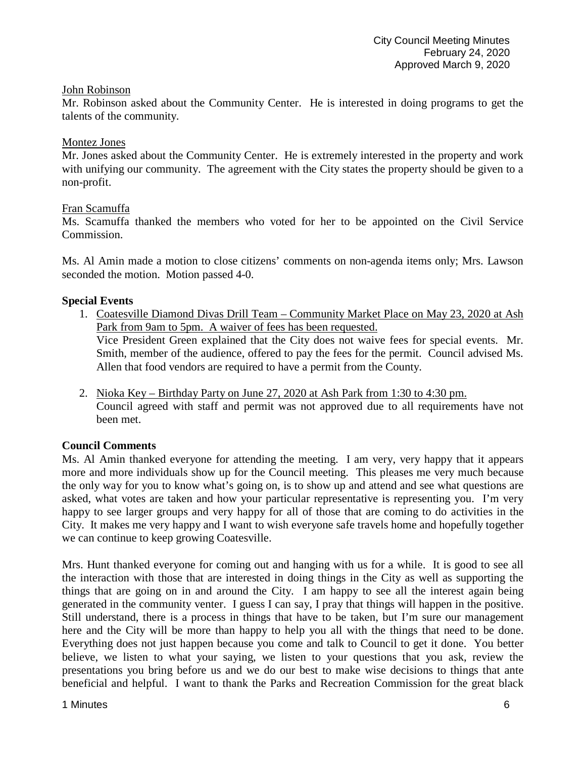John Robinson

Mr. Robinson asked about the Community Center. He is interested in doing programs to get the talents of the community.

Montez Jones

Mr. Jones asked about the Community Center. He is extremely interested in the property and work with unifying our community. The agreement with the City states the property should be given to a non-profit.

Fran Scamuffa

Ms. Scamuffa thanked the members who voted for her to be appointed on the Civil Service Commission.

Ms. Al Amin made a motion to close citizens' comments on non-agenda items only; Mrs. Lawson seconded the motion. Motion passed 4-0.

**Special Events**

1. Coatesville Diamond Divas Drill Team – Community Market Place on May 23, 2020 at Ash Park from 9am to 5pm. A waiver of fees has been requested.
   Vice President Green explained that the City does not waive fees for special events. Mr. Smith, member of the audience, offered to pay the fees for the permit. Council advised Ms. Allen that food vendors are required to have a permit from the County.

2. Nioka Key – Birthday Party on June 27, 2020 at Ash Park from 1:30 to 4:30 pm.
   Council agreed with staff and permit was not approved due to all requirements have not been met.

**Council Comments**

Ms. Al Amin thanked everyone for attending the meeting. I am very, very happy that it appears more and more individuals show up for the Council meeting. This pleases me very much because the only way for you to know what's going on, is to show up and attend and see what questions are asked, what votes are taken and how your particular representative is representing you. I'm very happy to see larger groups and very happy for all of those that are coming to do activities in the City. It makes me very happy and I want to wish everyone safe travels home and hopefully together we can continue to keep growing Coatesville.

Mrs. Hunt thanked everyone for coming out and hanging with us for a while. It is good to see all the interaction with those that are interested in doing things in the City as well as supporting the things that are going on in and around the City. I am happy to see all the interest again being generated in the community venter. I guess I can say, I pray that things will happen in the positive. Still understand, there is a process in things that have to be taken, but I'm sure our management here and the City will be more than happy to help you all with the things that need to be done. Everything does not just happen because you come and talk to Council to get it done. You better believe, we listen to what your saying, we listen to your questions that you ask, review the presentations you bring before us and we do our best to make wise decisions to things that ante beneficial and helpful. I want to thank the Parks and Recreation Commission for the great black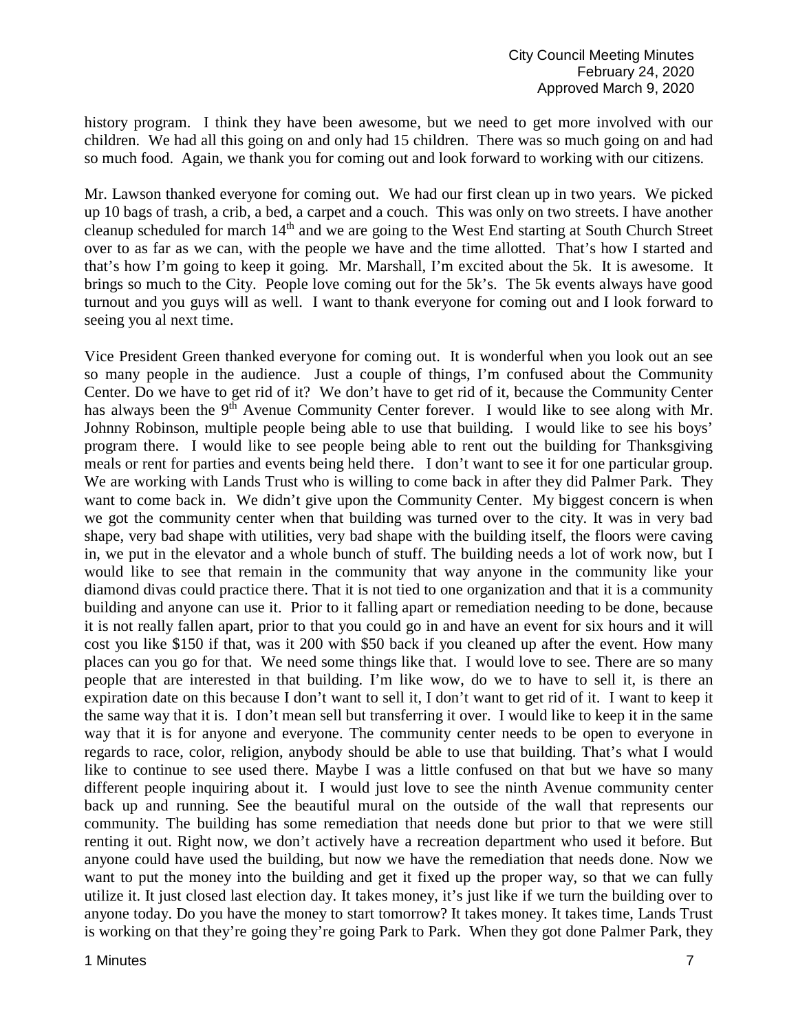history program. I think they have been awesome, but we need to get more involved with our children. We had all this going on and only had 15 children. There was so much going on and had so much food. Again, we thank you for coming out and look forward to working with our citizens.

Mr. Lawson thanked everyone for coming out. We had our first clean up in two years. We picked up 10 bags of trash, a crib, a bed, a carpet and a couch. This was only on two streets. I have another cleanup scheduled for march 14th and we are going to the West End starting at South Church Street over to as far as we can, with the people we have and the time allotted. That's how I started and that's how I'm going to keep it going. Mr. Marshall, I'm excited about the 5k. It is awesome. It brings so much to the City. People love coming out for the 5k's. The 5k events always have good turnout and you guys will as well. I want to thank everyone for coming out and I look forward to seeing you al next time.

Vice President Green thanked everyone for coming out. It is wonderful when you look out an see so many people in the audience. Just a couple of things, I'm confused about the Community Center. Do we have to get rid of it? We don't have to get rid of it, because the Community Center has always been the 9th Avenue Community Center forever. I would like to see along with Mr. Johnny Robinson, multiple people being able to use that building. I would like to see his boys' program there. I would like to see people being able to rent out the building for Thanksgiving meals or rent for parties and events being held there. I don't want to see it for one particular group. We are working with Lands Trust who is willing to come back in after they did Palmer Park. They want to come back in. We didn't give upon the Community Center. My biggest concern is when we got the community center when that building was turned over to the city. It was in very bad shape, very bad shape with utilities, very bad shape with the building itself, the floors were caving in, we put in the elevator and a whole bunch of stuff. The building needs a lot of work now, but I would like to see that remain in the community that way anyone in the community like your diamond divas could practice there. That it is not tied to one organization and that it is a community building and anyone can use it. Prior to it falling apart or remediation needing to be done, because it is not really fallen apart, prior to that you could go in and have an event for six hours and it will cost you like $150 if that, was it 200 with $50 back if you cleaned up after the event. How many places can you go for that. We need some things like that. I would love to see. There are so many people that are interested in that building. I'm like wow, do we to have to sell it, is there an expiration date on this because I don't want to sell it, I don't want to get rid of it. I want to keep it the same way that it is. I don't mean sell but transferring it over. I would like to keep it in the same way that it is for anyone and everyone. The community center needs to be open to everyone in regards to race, color, religion, anybody should be able to use that building. That's what I would like to continue to see used there. Maybe I was a little confused on that but we have so many different people inquiring about it. I would just love to see the ninth Avenue community center back up and running. See the beautiful mural on the outside of the wall that represents our community. The building has some remediation that needs done but prior to that we were still renting it out. Right now, we don't actively have a recreation department who used it before. But anyone could have used the building, but now we have the remediation that needs done. Now we want to put the money into the building and get it fixed up the proper way, so that we can fully utilize it. It just closed last election day. It takes money, it's just like if we turn the building over to anyone today. Do you have the money to start tomorrow? It takes money. It takes time, Lands Trust is working on that they're going they're going Park to Park. When they got done Palmer Park, they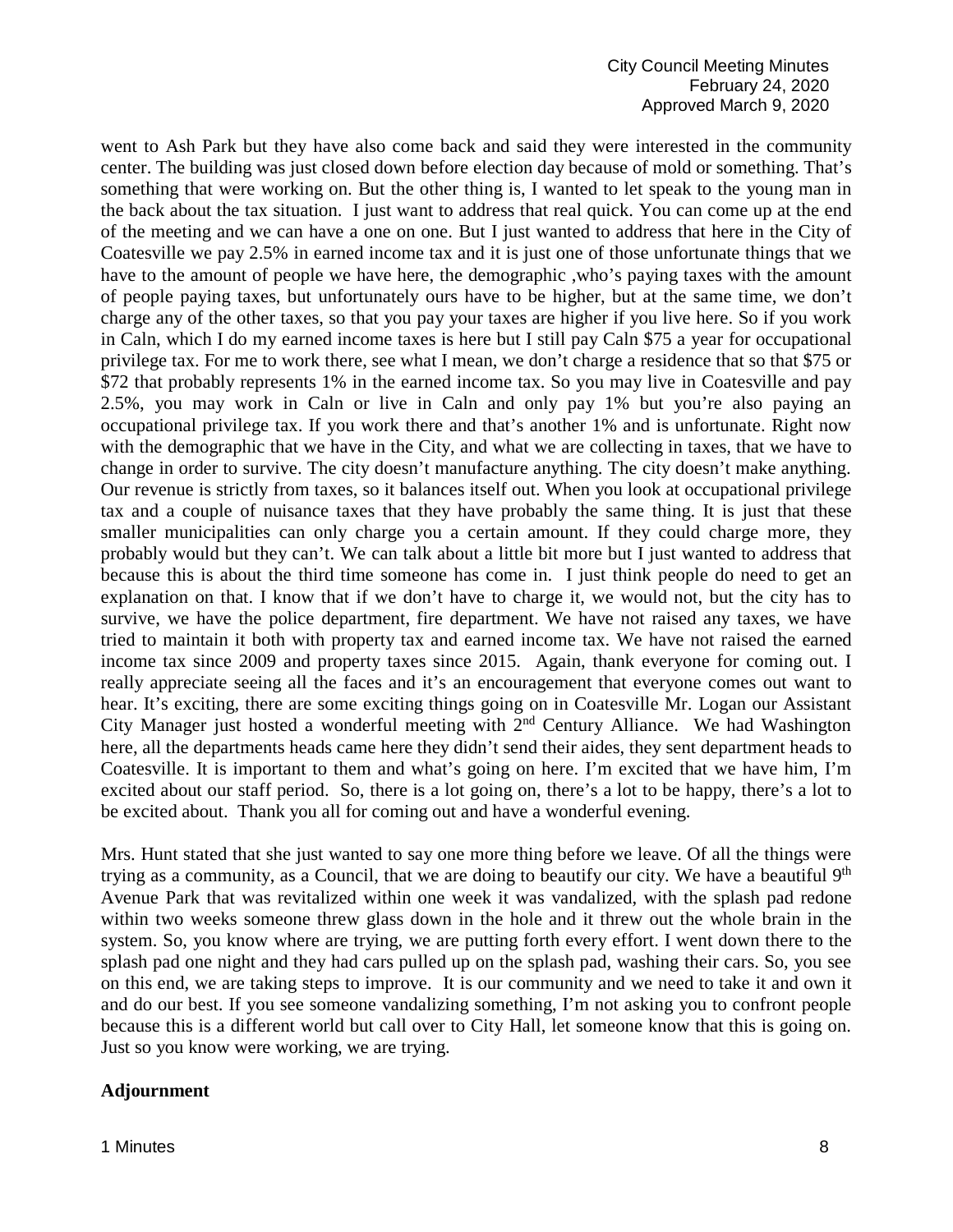went to Ash Park but they have also come back and said they were interested in the community center. The building was just closed down before election day because of mold or something. That's something that were working on. But the other thing is, I wanted to let speak to the young man in the back about the tax situation. I just want to address that real quick. You can come up at the end of the meeting and we can have a one on one. But I just wanted to address that here in the City of Coatesville we pay 2.5% in earned income tax and it is just one of those unfortunate things that we have to the amount of people we have here, the demographic ,who's paying taxes with the amount of people paying taxes, but unfortunately ours have to be higher, but at the same time, we don't charge any of the other taxes, so that you pay your taxes are higher if you live here. So if you work in Caln, which I do my earned income taxes is here but I still pay Caln $75 a year for occupational privilege tax. For me to work there, see what I mean, we don't charge a residence that so that $75 or $72 that probably represents 1% in the earned income tax. So you may live in Coatesville and pay 2.5%, you may work in Caln or live in Caln and only pay 1% but you're also paying an occupational privilege tax. If you work there and that's another 1% and is unfortunate. Right now with the demographic that we have in the City, and what we are collecting in taxes, that we have to change in order to survive. The city doesn't manufacture anything. The city doesn't make anything. Our revenue is strictly from taxes, so it balances itself out. When you look at occupational privilege tax and a couple of nuisance taxes that they have probably the same thing. It is just that these smaller municipalities can only charge you a certain amount. If they could charge more, they probably would but they can't. We can talk about a little bit more but I just wanted to address that because this is about the third time someone has come in. I just think people do need to get an explanation on that. I know that if we don't have to charge it, we would not, but the city has to survive, we have the police department, fire department. We have not raised any taxes, we have tried to maintain it both with property tax and earned income tax. We have not raised the earned income tax since 2009 and property taxes since 2015. Again, thank everyone for coming out. I really appreciate seeing all the faces and it's an encouragement that everyone comes out want to hear. It's exciting, there are some exciting things going on in Coatesville Mr. Logan our Assistant City Manager just hosted a wonderful meeting with 2nd Century Alliance. We had Washington here, all the departments heads came here they didn't send their aides, they sent department heads to Coatesville. It is important to them and what's going on here. I'm excited that we have him, I'm excited about our staff period. So, there is a lot going on, there's a lot to be happy, there's a lot to be excited about. Thank you all for coming out and have a wonderful evening.

Mrs. Hunt stated that she just wanted to say one more thing before we leave. Of all the things were trying as a community, as a Council, that we are doing to beautify our city. We have a beautiful 9th Avenue Park that was revitalized within one week it was vandalized, with the splash pad redone within two weeks someone threw glass down in the hole and it threw out the whole brain in the system. So, you know where are trying, we are putting forth every effort. I went down there to the splash pad one night and they had cars pulled up on the splash pad, washing their cars. So, you see on this end, we are taking steps to improve. It is our community and we need to take it and own it and do our best. If you see someone vandalizing something, I'm not asking you to confront people because this is a different world but call over to City Hall, let someone know that this is going on. Just so you know were working, we are trying.

**Adjournment**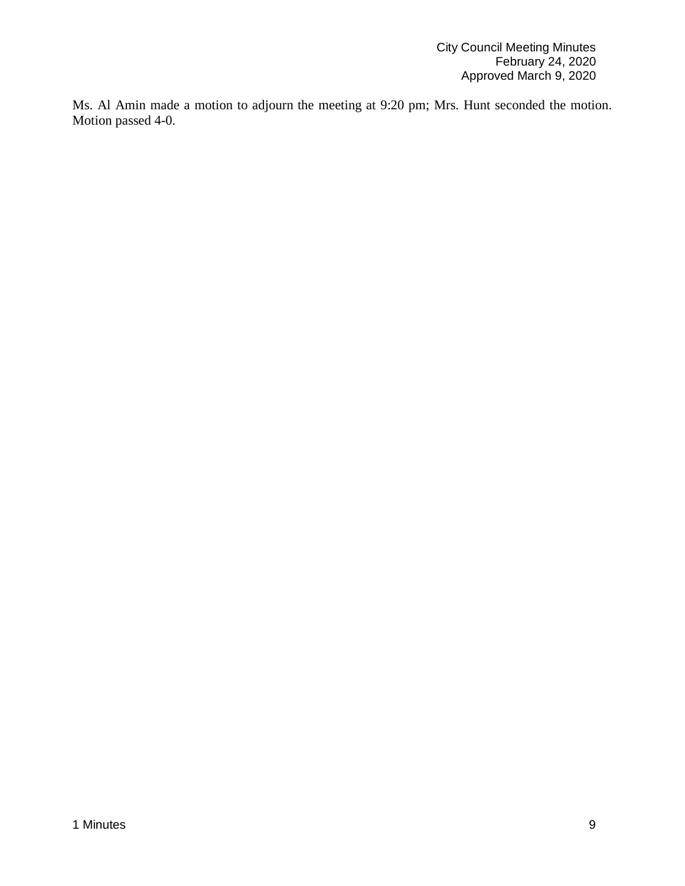Ms. Al Amin made a motion to adjourn the meeting at 9:20 pm; Mrs. Hunt seconded the motion. Motion passed 4-0.